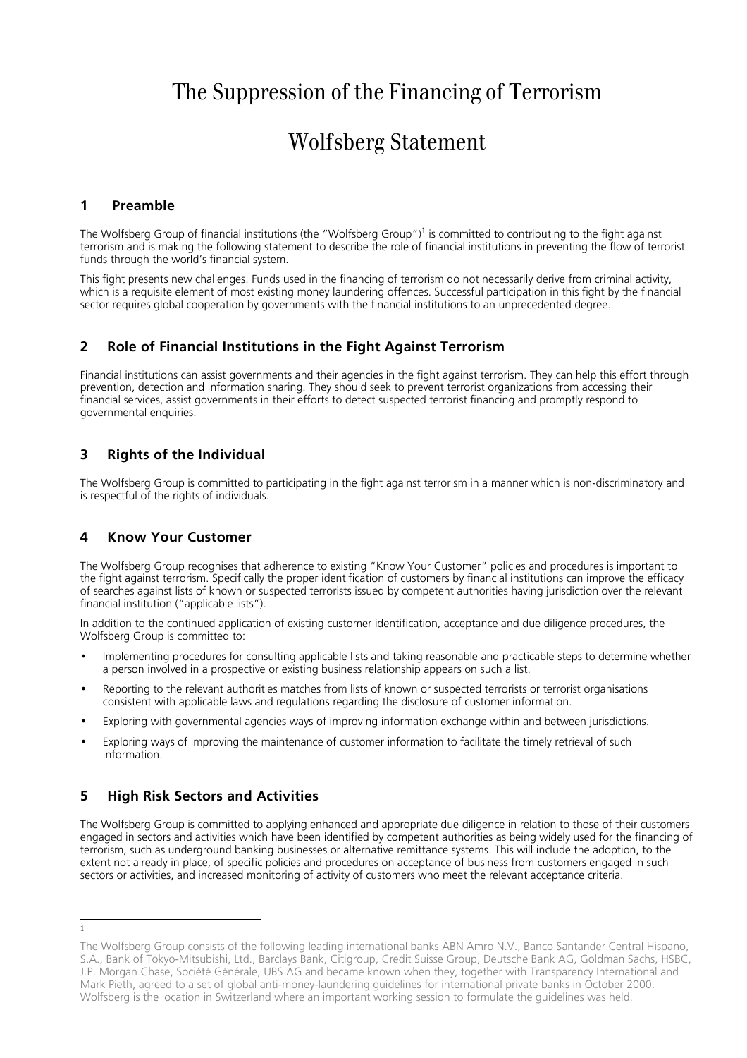# The Suppression of the Financing of Terrorism

# Wolfsberg Statement

## 1 Preamble

The Wolfsberg Group of financial institutions (the "Wolfsberg Group")[1] is committed to contributing to the fight against terrorism and is making the following statement to describe the role of financial institutions in preventing the flow of terrorist funds through the world's financial system.

This fight presents new challenges. Funds used in the financing of terrorism do not necessarily derive from criminal activity, which is a requisite element of most existing money laundering offences. Successful participation in this fight by the financial sector requires global cooperation by governments with the financial institutions to an unprecedented degree.

## 2 Role of Financial Institutions in the Fight Against Terrorism

Financial institutions can assist governments and their agencies in the fight against terrorism. They can help this effort through prevention, detection and information sharing. They should seek to prevent terrorist organizations from accessing their financial services, assist governments in their efforts to detect suspected terrorist financing and promptly respond to governmental enquiries.

## 3 Rights of the Individual

The Wolfsberg Group is committed to participating in the fight against terrorism in a manner which is non-discriminatory and is respectful of the rights of individuals.

## 4 Know Your Customer

The Wolfsberg Group recognises that adherence to existing "Know Your Customer" policies and procedures is important to the fight against terrorism. Specifically the proper identification of customers by financial institutions can improve the efficacy of searches against lists of known or suspected terrorists issued by competent authorities having jurisdiction over the relevant financial institution ("applicable lists").

In addition to the continued application of existing customer identification, acceptance and due diligence procedures, the Wolfsberg Group is committed to:

- Implementing procedures for consulting applicable lists and taking reasonable and practicable steps to determine whether a person involved in a prospective or existing business relationship appears on such a list.
- Reporting to the relevant authorities matches from lists of known or suspected terrorists or terrorist organisations consistent with applicable laws and regulations regarding the disclosure of customer information.
- Exploring with governmental agencies ways of improving information exchange within and between jurisdictions.
- Exploring ways of improving the maintenance of customer information to facilitate the timely retrieval of such information.

## 5 High Risk Sectors and Activities

The Wolfsberg Group is committed to applying enhanced and appropriate due diligence in relation to those of their customers engaged in sectors and activities which have been identified by competent authorities as being widely used for the financing of terrorism, such as underground banking businesses or alternative remittance systems. This will include the adoption, to the extent not already in place, of specific policies and procedures on acceptance of business from customers engaged in such sectors or activities, and increased monitoring of activity of customers who meet the relevant acceptance criteria.

---

[1] The Wolfsberg Group consists of the following leading international banks ABN Amro N.V., Banco Santander Central Hispano, S.A., Bank of Tokyo-Mitsubishi, Ltd., Barclays Bank, Citigroup, Credit Suisse Group, Deutsche Bank AG, Goldman Sachs, HSBC, J.P. Morgan Chase, Société Générale, UBS AG and became known when they, together with Transparency International and Mark Pieth, agreed to a set of global anti-money-laundering guidelines for international private banks in October 2000. Wolfsberg is the location in Switzerland where an important working session to formulate the guidelines was held.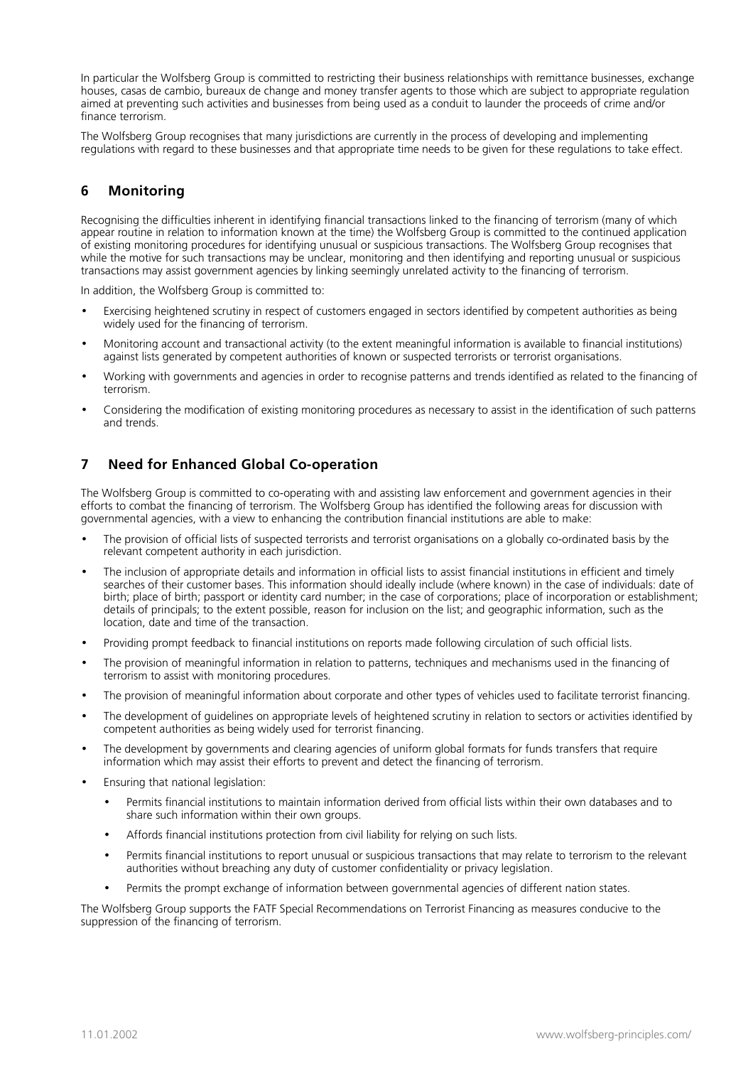In particular the Wolfsberg Group is committed to restricting their business relationships with remittance businesses, exchange houses, casas de cambio, bureaux de change and money transfer agents to those which are subject to appropriate regulation aimed at preventing such activities and businesses from being used as a conduit to launder the proceeds of crime and/or finance terrorism.

The Wolfsberg Group recognises that many jurisdictions are currently in the process of developing and implementing regulations with regard to these businesses and that appropriate time needs to be given for these regulations to take effect.

## 6 Monitoring

Recognising the difficulties inherent in identifying financial transactions linked to the financing of terrorism (many of which appear routine in relation to information known at the time) the Wolfsberg Group is committed to the continued application of existing monitoring procedures for identifying unusual or suspicious transactions. The Wolfsberg Group recognises that while the motive for such transactions may be unclear, monitoring and then identifying and reporting unusual or suspicious transactions may assist government agencies by linking seemingly unrelated activity to the financing of terrorism.

In addition, the Wolfsberg Group is committed to:

- Exercising heightened scrutiny in respect of customers engaged in sectors identified by competent authorities as being widely used for the financing of terrorism.
- Monitoring account and transactional activity (to the extent meaningful information is available to financial institutions) against lists generated by competent authorities of known or suspected terrorists or terrorist organisations.
- Working with governments and agencies in order to recognise patterns and trends identified as related to the financing of terrorism.
- Considering the modification of existing monitoring procedures as necessary to assist in the identification of such patterns and trends.

## 7 Need for Enhanced Global Co-operation

The Wolfsberg Group is committed to co-operating with and assisting law enforcement and government agencies in their efforts to combat the financing of terrorism. The Wolfsberg Group has identified the following areas for discussion with governmental agencies, with a view to enhancing the contribution financial institutions are able to make:

- The provision of official lists of suspected terrorists and terrorist organisations on a globally co-ordinated basis by the relevant competent authority in each jurisdiction.
- The inclusion of appropriate details and information in official lists to assist financial institutions in efficient and timely searches of their customer bases. This information should ideally include (where known) in the case of individuals: date of birth; place of birth; passport or identity card number; in the case of corporations; place of incorporation or establishment; details of principals; to the extent possible, reason for inclusion on the list; and geographic information, such as the location, date and time of the transaction.
- Providing prompt feedback to financial institutions on reports made following circulation of such official lists.
- The provision of meaningful information in relation to patterns, techniques and mechanisms used in the financing of terrorism to assist with monitoring procedures.
- The provision of meaningful information about corporate and other types of vehicles used to facilitate terrorist financing.
- The development of guidelines on appropriate levels of heightened scrutiny in relation to sectors or activities identified by competent authorities as being widely used for terrorist financing.
- The development by governments and clearing agencies of uniform global formats for funds transfers that require information which may assist their efforts to prevent and detect the financing of terrorism.
- Ensuring that national legislation:
  - Permits financial institutions to maintain information derived from official lists within their own databases and to share such information within their own groups.
  - Affords financial institutions protection from civil liability for relying on such lists.
  - Permits financial institutions to report unusual or suspicious transactions that may relate to terrorism to the relevant authorities without breaching any duty of customer confidentiality or privacy legislation.
  - Permits the prompt exchange of information between governmental agencies of different nation states.

The Wolfsberg Group supports the FATF Special Recommendations on Terrorist Financing as measures conducive to the suppression of the financing of terrorism.